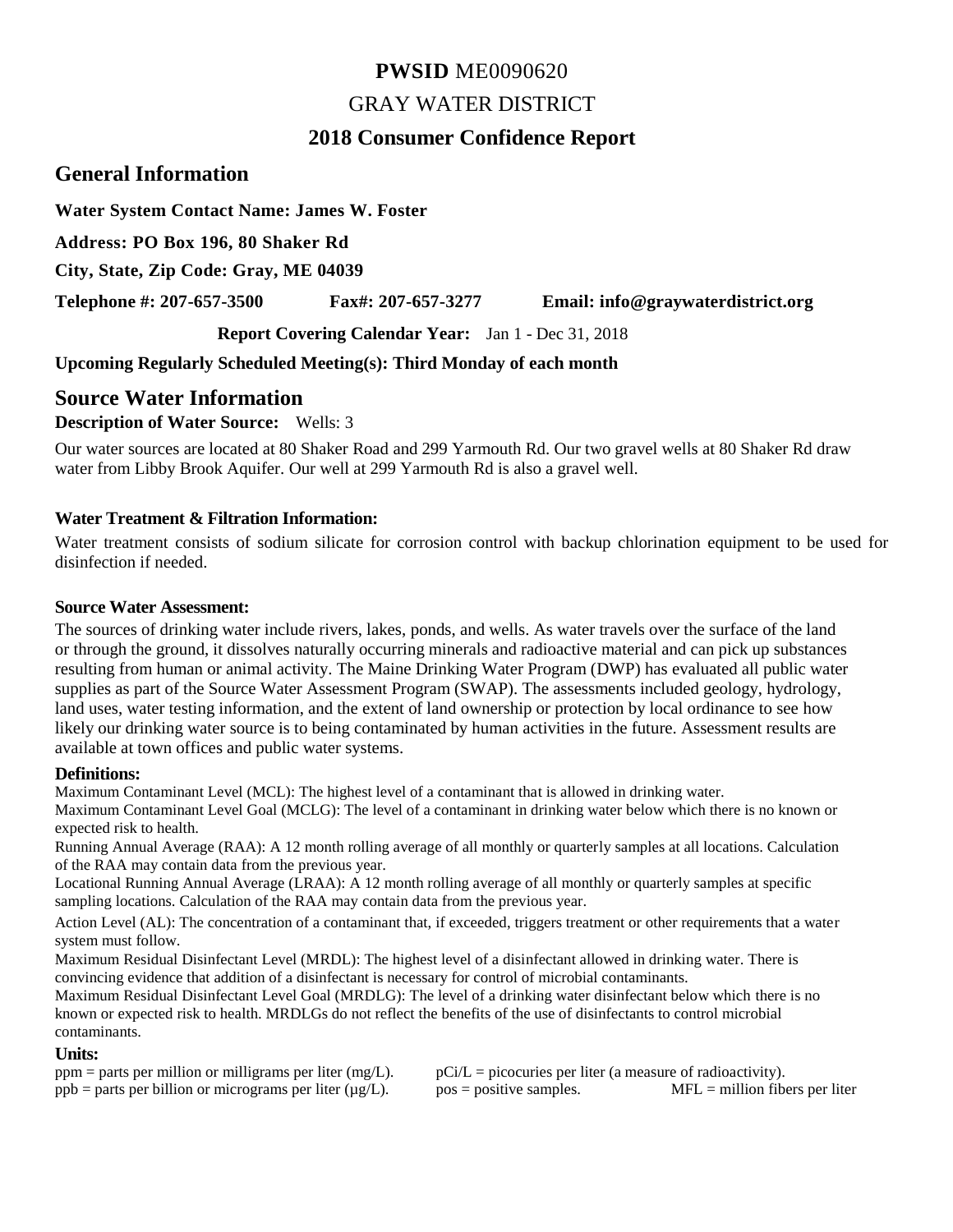# **PWSID** ME0090620

## GRAY WATER DISTRICT

## 2018 Consumer Confidence Report

## General Information

**Water System Contact Name: James W. Foster**

**Address: PO Box 196, 80 Shaker Rd**

**City, State, Zip Code: Gray, ME 04039**

**Telephone #: 207-657-3500** **Fax#: 207-657-3277** **Email: info@graywaterdistrict.org**

**Report Covering Calendar Year:** Jan 1 - Dec 31, 2018

**Upcoming Regularly Scheduled Meeting(s): Third Monday of each month**

## Source Water Information

**Description of Water Source:** Wells: 3

Our water sources are located at 80 Shaker Road and 299 Yarmouth Rd. Our two gravel wells at 80 Shaker Rd draw water from Libby Brook Aquifer. Our well at 299 Yarmouth Rd is also a gravel well.

### Water Treatment & Filtration Information:

Water treatment consists of sodium silicate for corrosion control with backup chlorination equipment to be used for disinfection if needed.

### Source Water Assessment:

The sources of drinking water include rivers, lakes, ponds, and wells. As water travels over the surface of the land or through the ground, it dissolves naturally occurring minerals and radioactive material and can pick up substances resulting from human or animal activity. The Maine Drinking Water Program (DWP) has evaluated all public water supplies as part of the Source Water Assessment Program (SWAP). The assessments included geology, hydrology, land uses, water testing information, and the extent of land ownership or protection by local ordinance to see how likely our drinking water source is to being contaminated by human activities in the future. Assessment results are available at town offices and public water systems.

### Definitions:

Maximum Contaminant Level (MCL): The highest level of a contaminant that is allowed in drinking water.

Maximum Contaminant Level Goal (MCLG): The level of a contaminant in drinking water below which there is no known or expected risk to health.

Running Annual Average (RAA): A 12 month rolling average of all monthly or quarterly samples at all locations. Calculation of the RAA may contain data from the previous year.

Locational Running Annual Average (LRAA): A 12 month rolling average of all monthly or quarterly samples at specific sampling locations. Calculation of the RAA may contain data from the previous year.

Action Level (AL): The concentration of a contaminant that, if exceeded, triggers treatment or other requirements that a water system must follow.

Maximum Residual Disinfectant Level (MRDL): The highest level of a disinfectant allowed in drinking water. There is convincing evidence that addition of a disinfectant is necessary for control of microbial contaminants.

Maximum Residual Disinfectant Level Goal (MRDLG): The level of a drinking water disinfectant below which there is no known or expected risk to health. MRDLGs do not reflect the benefits of the use of disinfectants to control microbial contaminants.

### Units:

ppm = parts per million or milligrams per liter (mg/L).
ppb = parts per billion or micrograms per liter (μg/L).
pCi/L = picocuries per liter (a measure of radioactivity).
pos = positive samples.
MFL = million fibers per liter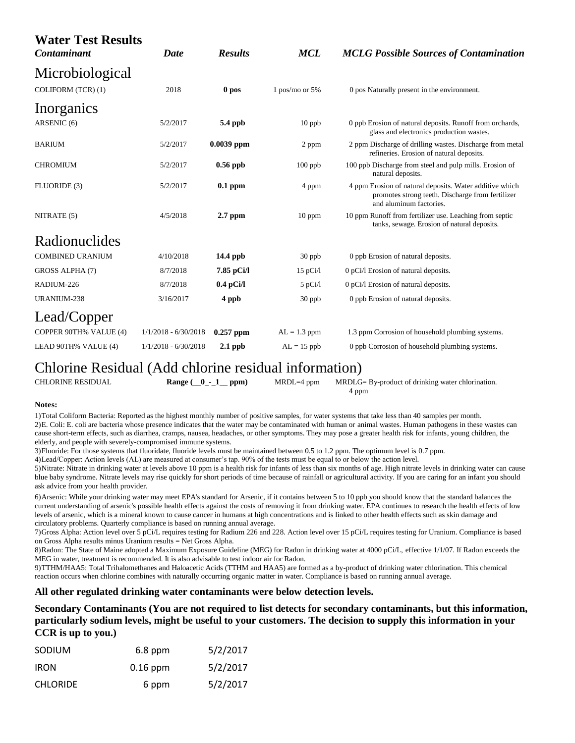# Water Test Results

| *Contaminant* | *Date* | *Results* | *MCL* | *MCLG* | *Possible Sources of Contamination* |
|---|---|---|---|---|---|
| **Microbiological** | | | | | |
| COLIFORM (TCR) (1) | 2018 | **0 pos** | 1 pos/mo or 5% | 0 pos | Naturally present in the environment. |
| **Inorganics** | | | | | |
| ARSENIC (6) | 5/2/2017 | **5.4 ppb** | 10 ppb | 0 ppb | Erosion of natural deposits. Runoff from orchards, glass and electronics production wastes. |
| BARIUM | 5/2/2017 | **0.0039 ppm** | 2 ppm | 2 ppm | Discharge of drilling wastes. Discharge from metal refineries. Erosion of natural deposits. |
| CHROMIUM | 5/2/2017 | **0.56 ppb** | 100 ppb | 100 ppb | Discharge from steel and pulp mills. Erosion of natural deposits. |
| FLUORIDE (3) | 5/2/2017 | **0.1 ppm** | 4 ppm | 4 ppm | Erosion of natural deposits. Water additive which promotes strong teeth. Discharge from fertilizer and aluminum factories. |
| NITRATE (5) | 4/5/2018 | **2.7 ppm** | 10 ppm | 10 ppm | Runoff from fertilizer use. Leaching from septic tanks, sewage. Erosion of natural deposits. |
| **Radionuclides** | | | | | |
| COMBINED URANIUM | 4/10/2018 | **14.4 ppb** | 30 ppb | 0 ppb | Erosion of natural deposits. |
| GROSS ALPHA (7) | 8/7/2018 | **7.85 pCi/l** | 15 pCi/l | 0 pCi/l | Erosion of natural deposits. |
| RADIUM-226 | 8/7/2018 | **0.4 pCi/l** | 5 pCi/l | 0 pCi/l | Erosion of natural deposits. |
| URANIUM-238 | 3/16/2017 | **4 ppb** | 30 ppb | 0 ppb | Erosion of natural deposits. |
| **Lead/Copper** | | | | | |
| COPPER 90TH% VALUE (4) | 1/1/2018 - 6/30/2018 | **0.257 ppm** | AL = 1.3 ppm | 1.3 ppm | Corrosion of household plumbing systems. |
| LEAD 90TH% VALUE (4) | 1/1/2018 - 6/30/2018 | **2.1 ppb** | AL = 15 ppb | 0 ppb | Corrosion of household plumbing systems. |
| **Chlorine Residual (Add chlorine residual information)** | | | | | |
| CHLORINE RESIDUAL | | **Range (\_\_0\_-\_1\_\_ ppm)** | MRDL=4 ppm | MRDLG= 4 ppm | By-product of drinking water chlorination. |

**Notes:**

1)Total Coliform Bacteria: Reported as the highest monthly number of positive samples, for water systems that take less than 40 samples per month.

2)E. Coli: E. coli are bacteria whose presence indicates that the water may be contaminated with human or animal wastes. Human pathogens in these wastes can cause short-term effects, such as diarrhea, cramps, nausea, headaches, or other symptoms. They may pose a greater health risk for infants, young children, the elderly, and people with severely-compromised immune systems.

3)Fluoride: For those systems that fluoridate, fluoride levels must be maintained between 0.5 to 1.2 ppm. The optimum level is 0.7 ppm.

4)Lead/Copper: Action levels (AL) are measured at consumer's tap. 90% of the tests must be equal to or below the action level.

5)Nitrate: Nitrate in drinking water at levels above 10 ppm is a health risk for infants of less than six months of age. High nitrate levels in drinking water can cause blue baby syndrome. Nitrate levels may rise quickly for short periods of time because of rainfall or agricultural activity. If you are caring for an infant you should ask advice from your health provider.

6)Arsenic: While your drinking water may meet EPA's standard for Arsenic, if it contains between 5 to 10 ppb you should know that the standard balances the current understanding of arsenic's possible health effects against the costs of removing it from drinking water. EPA continues to research the health effects of low levels of arsenic, which is a mineral known to cause cancer in humans at high concentrations and is linked to other health effects such as skin damage and circulatory problems. Quarterly compliance is based on running annual average.

7)Gross Alpha: Action level over 5 pCi/L requires testing for Radium 226 and 228. Action level over 15 pCi/L requires testing for Uranium. Compliance is based on Gross Alpha results minus Uranium results = Net Gross Alpha.

8)Radon: The State of Maine adopted a Maximum Exposure Guideline (MEG) for Radon in drinking water at 4000 pCi/L, effective 1/1/07. If Radon exceeds the MEG in water, treatment is recommended. It is also advisable to test indoor air for Radon.

9)TTHM/HAA5: Total Trihalomethanes and Haloacetic Acids (TTHM and HAA5) are formed as a by-product of drinking water chlorination. This chemical reaction occurs when chlorine combines with naturally occurring organic matter in water. Compliance is based on running annual average.

**All other regulated drinking water contaminants were below detection levels.**

**Secondary Contaminants (You are not required to list detects for secondary contaminants, but this information, particularly sodium levels, might be useful to your customers. The decision to supply this information in your CCR is up to you.)**

| | | |
|---|---|---|
| SODIUM | 6.8 ppm | 5/2/2017 |
| IRON | 0.16 ppm | 5/2/2017 |
| CHLORIDE | 6 ppm | 5/2/2017 |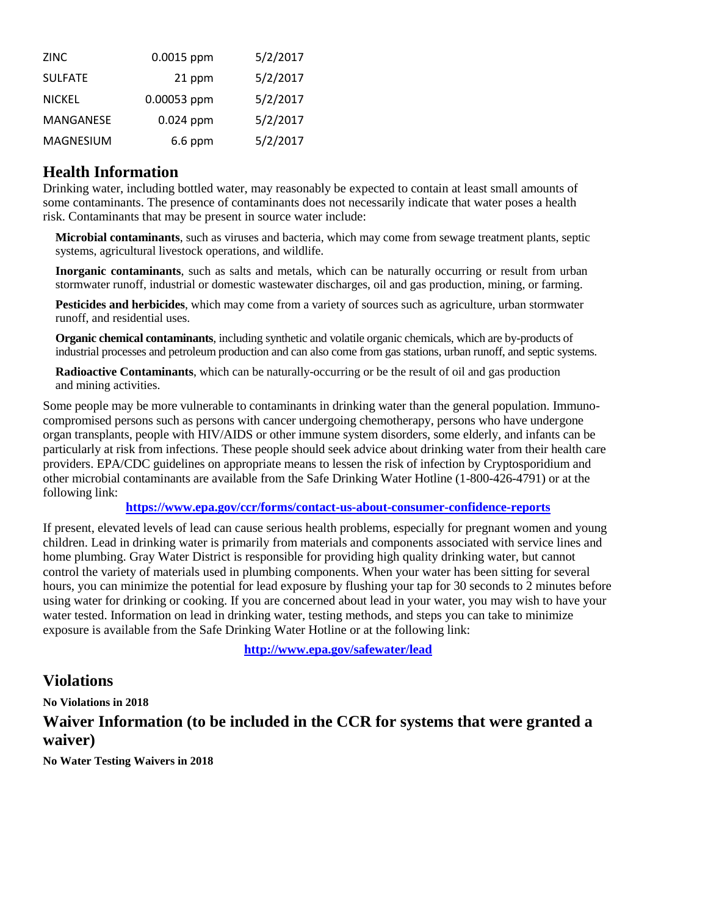| | | |
|---|---|---|
| ZINC | 0.0015 ppm | 5/2/2017 |
| SULFATE | 21 ppm | 5/2/2017 |
| NICKEL | 0.00053 ppm | 5/2/2017 |
| MANGANESE | 0.024 ppm | 5/2/2017 |
| MAGNESIUM | 6.6 ppm | 5/2/2017 |

## Health Information

Drinking water, including bottled water, may reasonably be expected to contain at least small amounts of some contaminants. The presence of contaminants does not necessarily indicate that water poses a health risk. Contaminants that may be present in source water include:

**Microbial contaminants**, such as viruses and bacteria, which may come from sewage treatment plants, septic systems, agricultural livestock operations, and wildlife.

**Inorganic contaminants**, such as salts and metals, which can be naturally occurring or result from urban stormwater runoff, industrial or domestic wastewater discharges, oil and gas production, mining, or farming.

**Pesticides and herbicides**, which may come from a variety of sources such as agriculture, urban stormwater runoff, and residential uses.

**Organic chemical contaminants**, including synthetic and volatile organic chemicals, which are by-products of industrial processes and petroleum production and can also come from gas stations, urban runoff, and septic systems.

**Radioactive Contaminants**, which can be naturally-occurring or be the result of oil and gas production and mining activities.

Some people may be more vulnerable to contaminants in drinking water than the general population. Immuno-compromised persons such as persons with cancer undergoing chemotherapy, persons who have undergone organ transplants, people with HIV/AIDS or other immune system disorders, some elderly, and infants can be particularly at risk from infections. These people should seek advice about drinking water from their health care providers. EPA/CDC guidelines on appropriate means to lessen the risk of infection by Cryptosporidium and other microbial contaminants are available from the Safe Drinking Water Hotline (1-800-426-4791) or at the following link:

**https://www.epa.gov/ccr/forms/contact-us-about-consumer-confidence-reports**

If present, elevated levels of lead can cause serious health problems, especially for pregnant women and young children. Lead in drinking water is primarily from materials and components associated with service lines and home plumbing. Gray Water District is responsible for providing high quality drinking water, but cannot control the variety of materials used in plumbing components. When your water has been sitting for several hours, you can minimize the potential for lead exposure by flushing your tap for 30 seconds to 2 minutes before using water for drinking or cooking. If you are concerned about lead in your water, you may wish to have your water tested. Information on lead in drinking water, testing methods, and steps you can take to minimize exposure is available from the Safe Drinking Water Hotline or at the following link:

**http://www.epa.gov/safewater/lead**

## Violations

**No Violations in 2018**

## Waiver Information (to be included in the CCR for systems that were granted a waiver)

**No Water Testing Waivers in 2018**